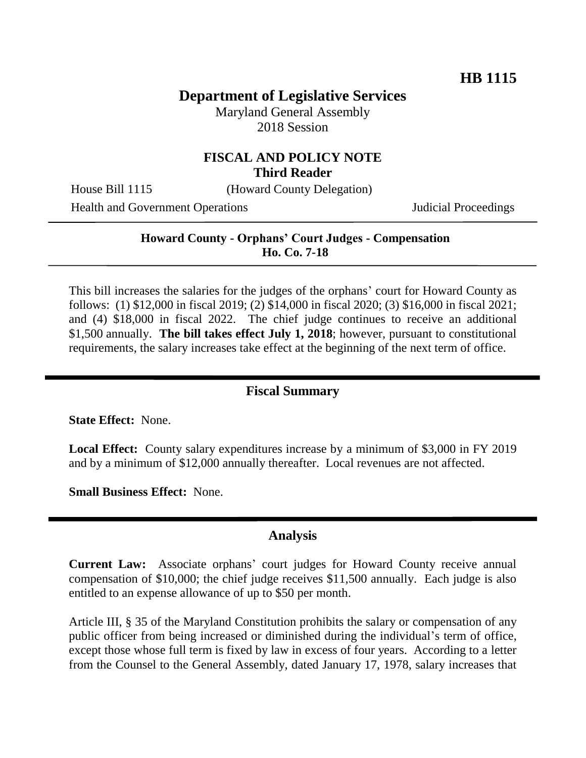**HB 1115**

# Department of Legislative Services

Maryland General Assembly
2018 Session

## FISCAL AND POLICY NOTE
**Third Reader**

House Bill 1115 (Howard County Delegation)

Health and Government Operations Judicial Proceedings

---

**Howard County - Orphans' Court Judges - Compensation**
**Ho. Co. 7-18**

---

This bill increases the salaries for the judges of the orphans' court for Howard County as follows: (1) $12,000 in fiscal 2019; (2) $14,000 in fiscal 2020; (3) $16,000 in fiscal 2021; and (4) $18,000 in fiscal 2022. The chief judge continues to receive an additional $1,500 annually. **The bill takes effect July 1, 2018**; however, pursuant to constitutional requirements, the salary increases take effect at the beginning of the next term of office.

---

## Fiscal Summary

**State Effect:** None.

**Local Effect:** County salary expenditures increase by a minimum of $3,000 in FY 2019 and by a minimum of $12,000 annually thereafter. Local revenues are not affected.

**Small Business Effect:** None.

---

## Analysis

**Current Law:** Associate orphans' court judges for Howard County receive annual compensation of $10,000; the chief judge receives $11,500 annually. Each judge is also entitled to an expense allowance of up to $50 per month.

Article III, § 35 of the Maryland Constitution prohibits the salary or compensation of any public officer from being increased or diminished during the individual's term of office, except those whose full term is fixed by law in excess of four years. According to a letter from the Counsel to the General Assembly, dated January 17, 1978, salary increases that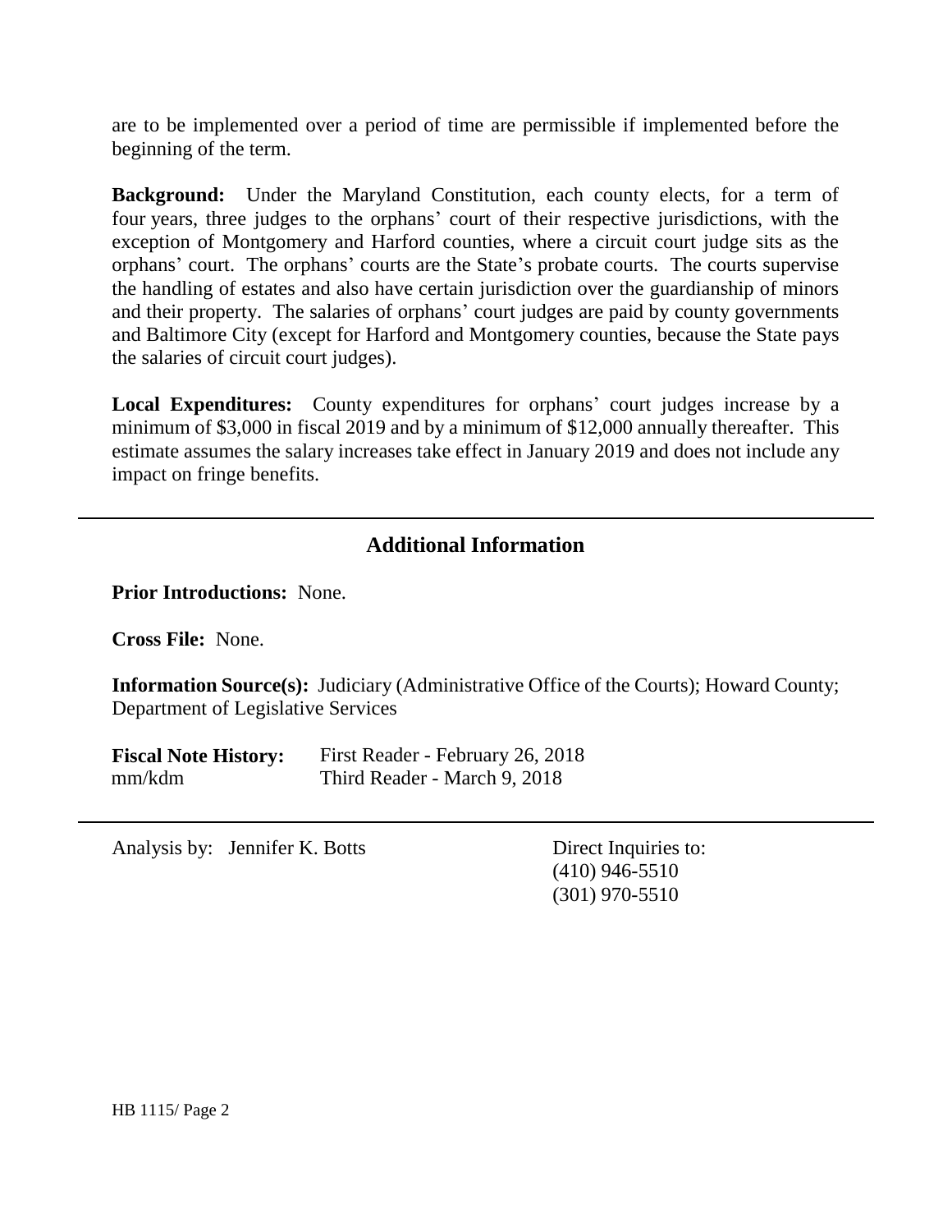are to be implemented over a period of time are permissible if implemented before the beginning of the term.

**Background:** Under the Maryland Constitution, each county elects, for a term of four years, three judges to the orphans' court of their respective jurisdictions, with the exception of Montgomery and Harford counties, where a circuit court judge sits as the orphans' court. The orphans' courts are the State's probate courts. The courts supervise the handling of estates and also have certain jurisdiction over the guardianship of minors and their property. The salaries of orphans' court judges are paid by county governments and Baltimore City (except for Harford and Montgomery counties, because the State pays the salaries of circuit court judges).

**Local Expenditures:** County expenditures for orphans' court judges increase by a minimum of $3,000 in fiscal 2019 and by a minimum of $12,000 annually thereafter. This estimate assumes the salary increases take effect in January 2019 and does not include any impact on fringe benefits.

## Additional Information

**Prior Introductions:** None.

**Cross File:** None.

**Information Source(s):** Judiciary (Administrative Office of the Courts); Howard County; Department of Legislative Services

| | |
|---|---|
| **Fiscal Note History:** | First Reader - February 26, 2018 |
| mm/kdm | Third Reader - March 9, 2018 |

| | |
|---|---|
| Analysis by: Jennifer K. Botts | Direct Inquiries to:<br>(410) 946-5510<br>(301) 970-5510 |